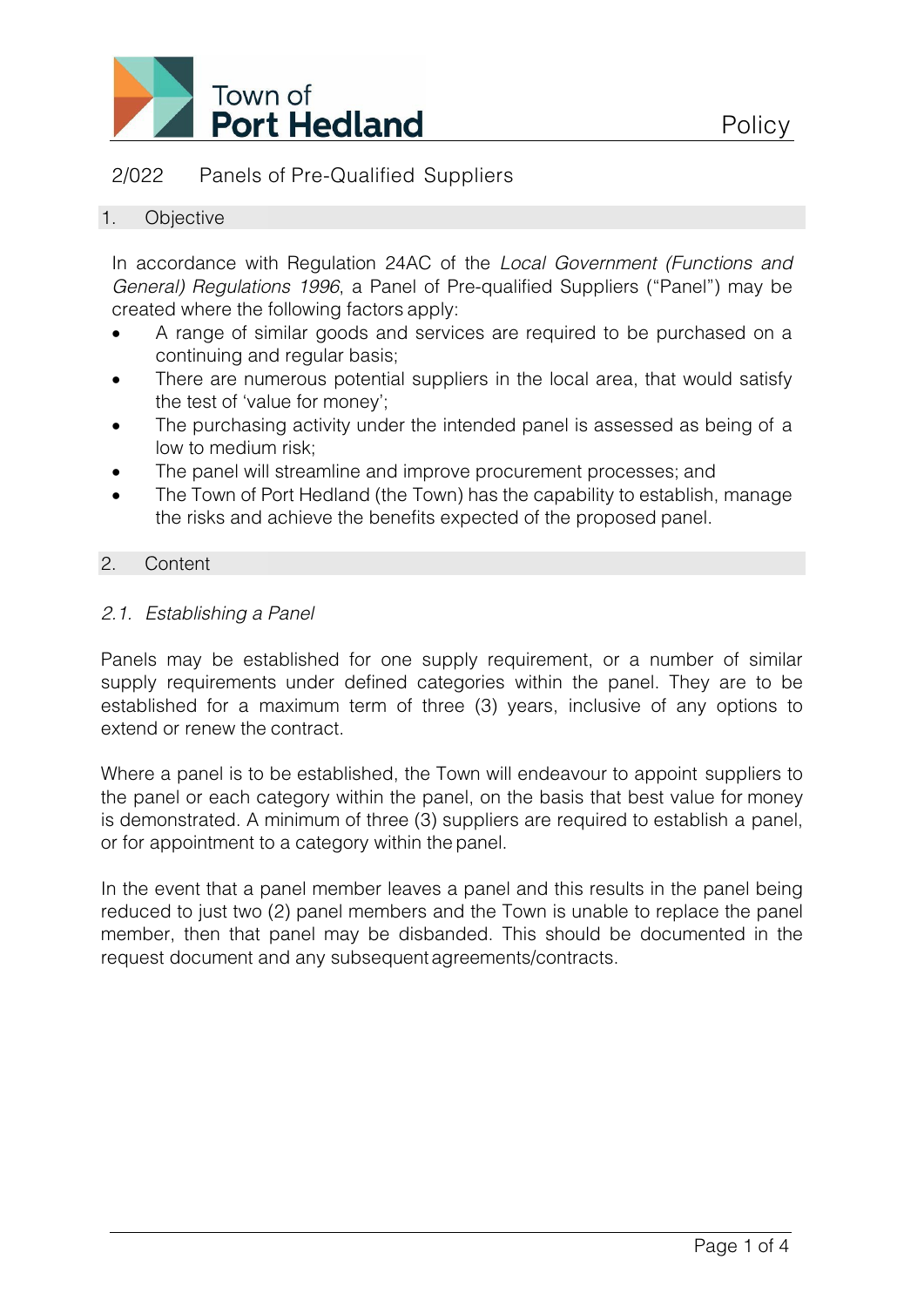# 2/022 Panels of Pre-Qualified Suppliers

## 1. Objective

In accordance with Regulation 24AC of the *Local Government (Functions and General) Regulations 1996*, a Panel of Pre-qualified Suppliers ("Panel") may be created where the following factors apply:

- A range of similar goods and services are required to be purchased on a continuing and regular basis;
- There are numerous potential suppliers in the local area, that would satisfy the test of 'value for money';
- The purchasing activity under the intended panel is assessed as being of a low to medium risk;
- The panel will streamline and improve procurement processes; and
- The Town of Port Hedland (the Town) has the capability to establish, manage the risks and achieve the benefits expected of the proposed panel.

## 2. Content

### *2.1. Establishing a Panel*

Panels may be established for one supply requirement, or a number of similar supply requirements under defined categories within the panel. They are to be established for a maximum term of three (3) years, inclusive of any options to extend or renew the contract.

Where a panel is to be established, the Town will endeavour to appoint suppliers to the panel or each category within the panel, on the basis that best value for money is demonstrated. A minimum of three (3) suppliers are required to establish a panel, or for appointment to a category within the panel.

In the event that a panel member leaves a panel and this results in the panel being reduced to just two (2) panel members and the Town is unable to replace the panel member, then that panel may be disbanded. This should be documented in the request document and any subsequent agreements/contracts.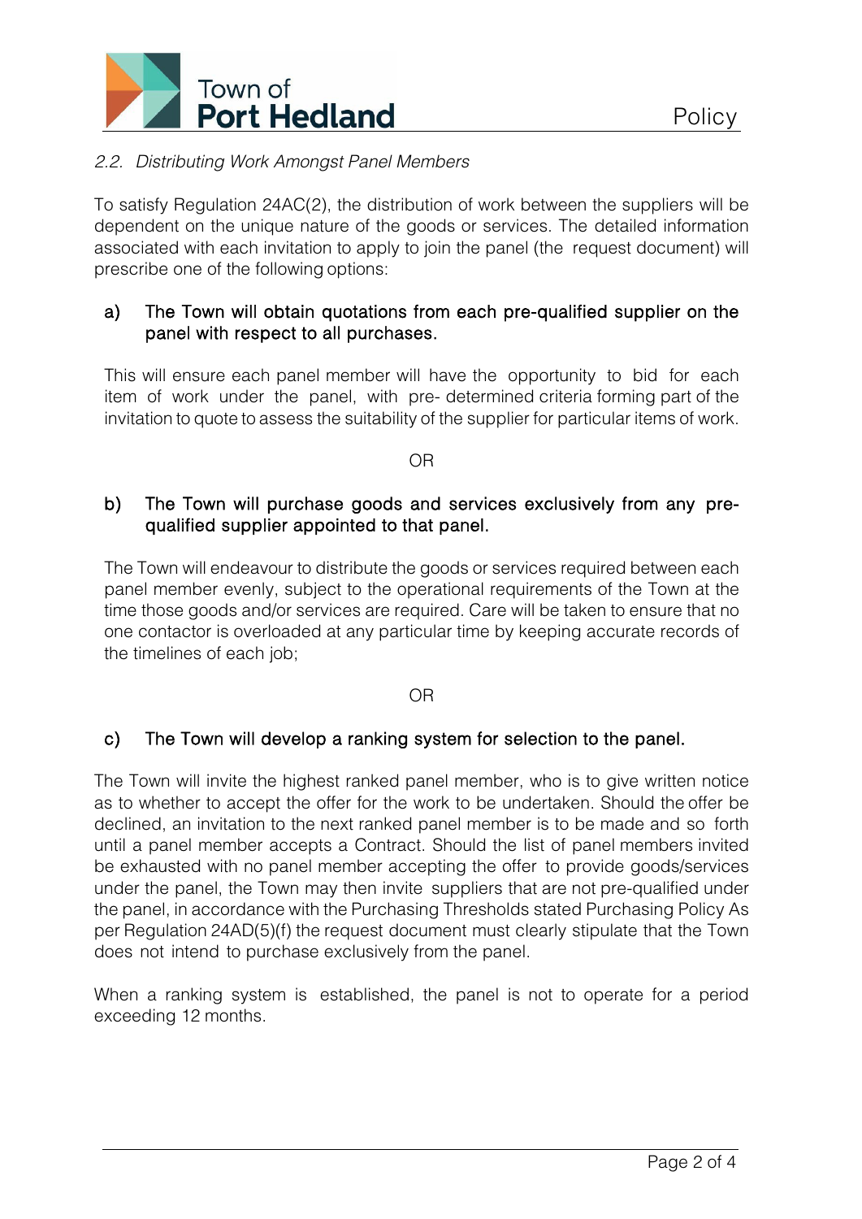### *2.2. Distributing Work Amongst Panel Members*

To satisfy Regulation 24AC(2), the distribution of work between the suppliers will be dependent on the unique nature of the goods or services. The detailed information associated with each invitation to apply to join the panel (the request document) will prescribe one of the following options:

a) **The Town will obtain quotations from each pre-qualified supplier on the panel with respect to all purchases.**

This will ensure each panel member will have the opportunity to bid for each item of work under the panel, with pre- determined criteria forming part of the invitation to quote to assess the suitability of the supplier for particular items of work.

OR

b) **The Town will purchase goods and services exclusively from any pre-qualified supplier appointed to that panel.**

The Town will endeavour to distribute the goods or services required between each panel member evenly, subject to the operational requirements of the Town at the time those goods and/or services are required. Care will be taken to ensure that no one contactor is overloaded at any particular time by keeping accurate records of the timelines of each job;

OR

c) **The Town will develop a ranking system for selection to the panel.**

The Town will invite the highest ranked panel member, who is to give written notice as to whether to accept the offer for the work to be undertaken. Should the offer be declined, an invitation to the next ranked panel member is to be made and so forth until a panel member accepts a Contract. Should the list of panel members invited be exhausted with no panel member accepting the offer to provide goods/services under the panel, the Town may then invite suppliers that are not pre-qualified under the panel, in accordance with the Purchasing Thresholds stated Purchasing Policy As per Regulation 24AD(5)(f) the request document must clearly stipulate that the Town does not intend to purchase exclusively from the panel.

When a ranking system is established, the panel is not to operate for a period exceeding 12 months.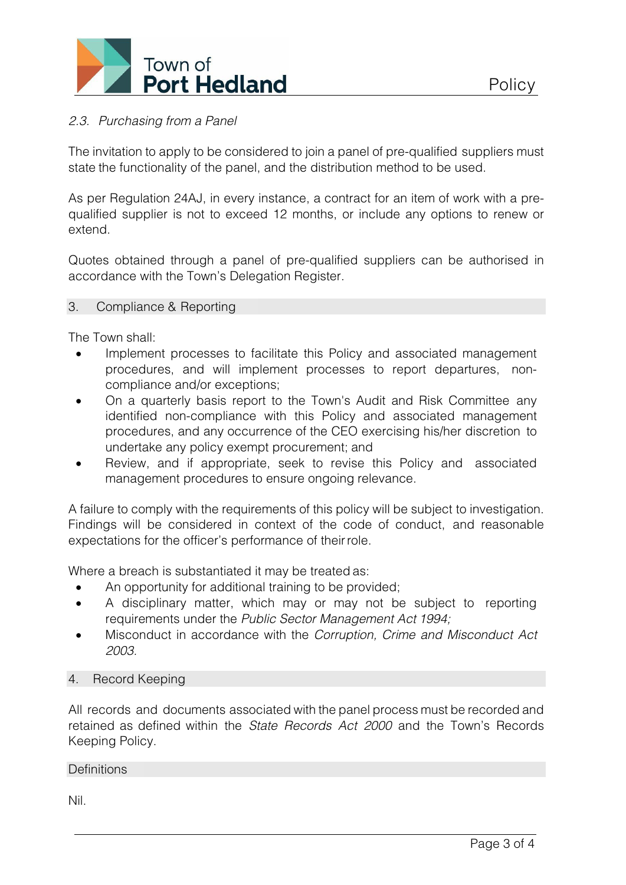### *2.3. Purchasing from a Panel*

The invitation to apply to be considered to join a panel of pre-qualified suppliers must state the functionality of the panel, and the distribution method to be used.

As per Regulation 24AJ, in every instance, a contract for an item of work with a pre-qualified supplier is not to exceed 12 months, or include any options to renew or extend.

Quotes obtained through a panel of pre-qualified suppliers can be authorised in accordance with the Town's Delegation Register.

## 3. Compliance & Reporting

The Town shall:

- Implement processes to facilitate this Policy and associated management procedures, and will implement processes to report departures, non-compliance and/or exceptions;
- On a quarterly basis report to the Town's Audit and Risk Committee any identified non-compliance with this Policy and associated management procedures, and any occurrence of the CEO exercising his/her discretion to undertake any policy exempt procurement; and
- Review, and if appropriate, seek to revise this Policy and associated management procedures to ensure ongoing relevance.

A failure to comply with the requirements of this policy will be subject to investigation. Findings will be considered in context of the code of conduct, and reasonable expectations for the officer's performance of their role.

Where a breach is substantiated it may be treated as:

- An opportunity for additional training to be provided;
- A disciplinary matter, which may or may not be subject to reporting requirements under the *Public Sector Management Act 1994;*
- Misconduct in accordance with the *Corruption, Crime and Misconduct Act 2003.*

## 4. Record Keeping

All records and documents associated with the panel process must be recorded and retained as defined within the *State Records Act 2000* and the Town's Records Keeping Policy.

## Definitions

Nil.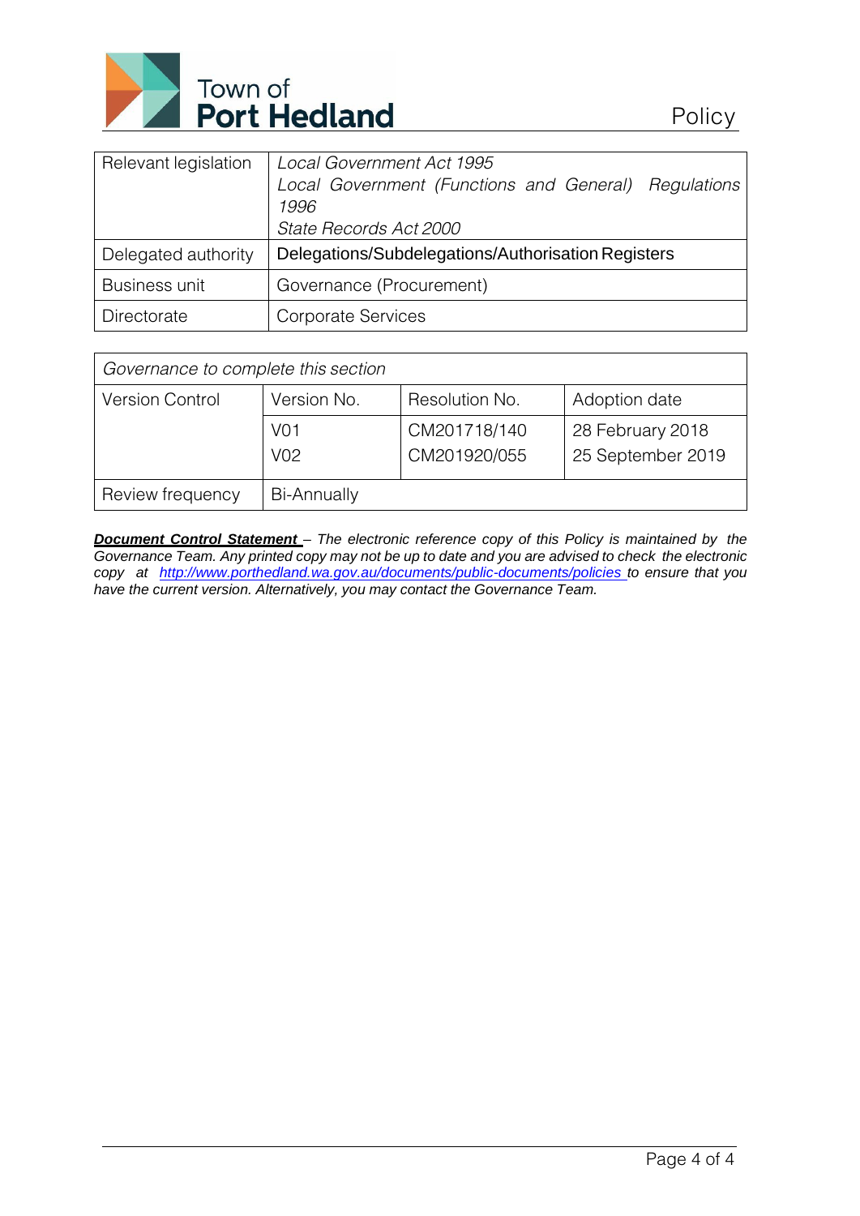| | |
|---|---|
| Relevant legislation | *Local Government Act 1995*<br>*Local Government (Functions and General) Regulations 1996*<br>*State Records Act 2000* |
| Delegated authority | Delegations/Subdelegations/Authorisation Registers |
| Business unit | Governance (Procurement) |
| Directorate | Corporate Services |

| *Governance to complete this section* | | | |
|---|---|---|---|
| Version Control | Version No. | Resolution No. | Adoption date |
| | V01<br>V02 | CM201718/140<br>CM201920/055 | 28 February 2018<br>25 September 2019 |
| Review frequency | Bi-Annually | | |

***Document Control Statement*** *– The electronic reference copy of this Policy is maintained by the Governance Team. Any printed copy may not be up to date and you are advised to check the electronic copy at [http://www.porthedland.wa.gov.au/documents/public-documents/policies](http://www.porthedland.wa.gov.au/documents/public-documents/policies) to ensure that you have the current version. Alternatively, you may contact the Governance Team.*